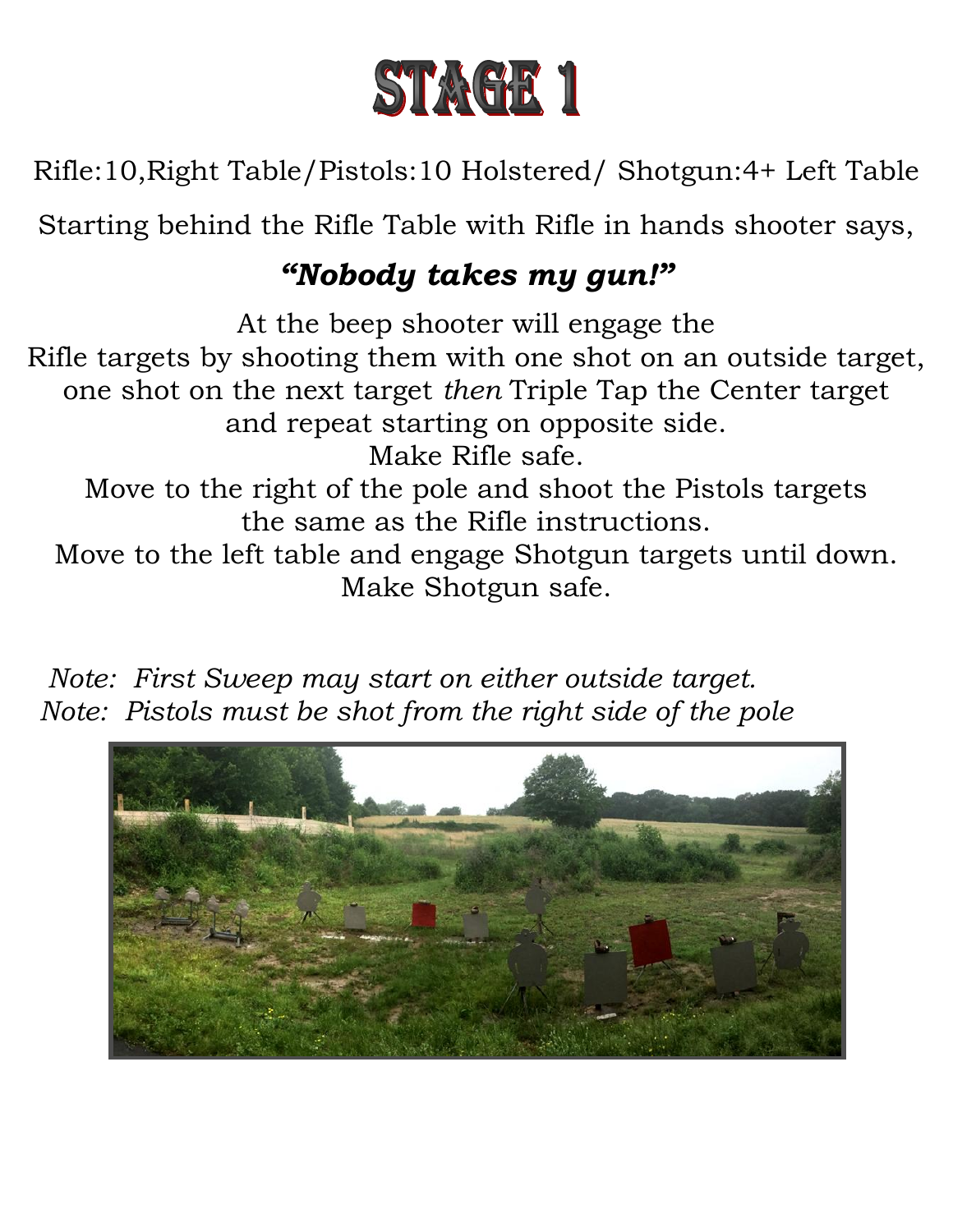# STAGE 1

Rifle:10,Right Table/Pistols:10 Holstered/ Shotgun:4+ Left Table

Starting behind the Rifle Table with Rifle in hands shooter says,

***"Nobody takes my gun!"***

At the beep shooter will engage the
Rifle targets by shooting them with one shot on an outside target,
one shot on the next target *then* Triple Tap the Center target
and repeat starting on opposite side.
Make Rifle safe.
Move to the right of the pole and shoot the Pistols targets
the same as the Rifle instructions.
Move to the left table and engage Shotgun targets until down.
Make Shotgun safe.

*Note: First Sweep may start on either outside target.*
*Note: Pistols must be shot from the right side of the pole*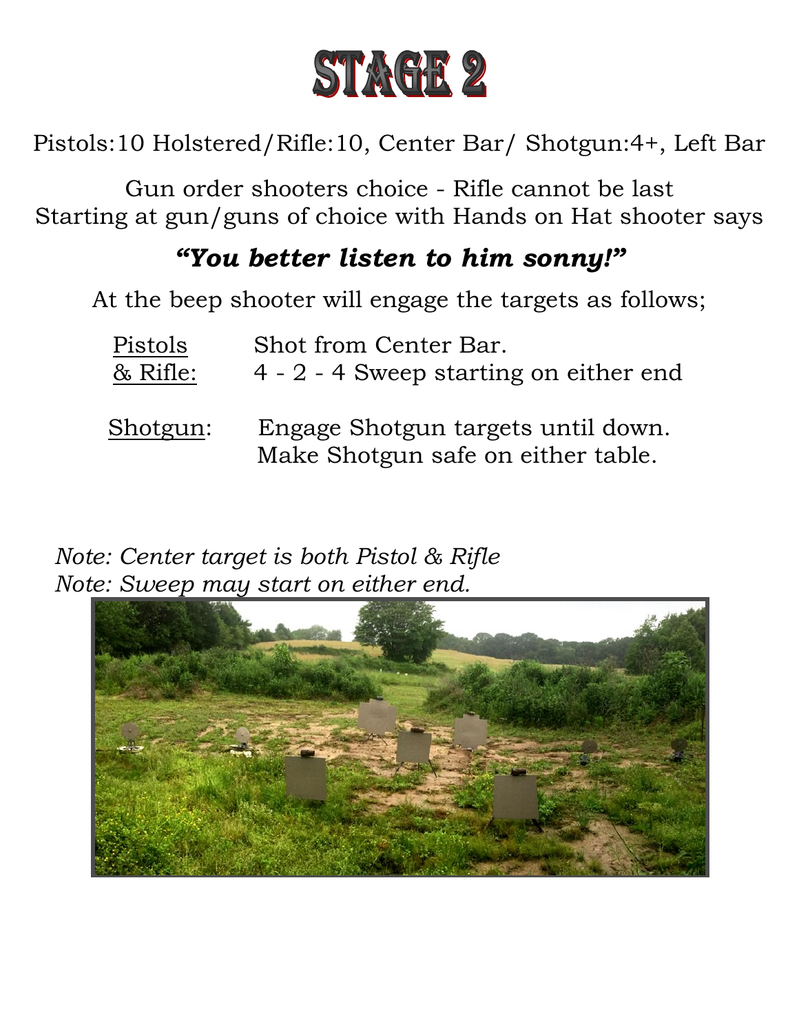# STAGE 2

Pistols:10 Holstered/Rifle:10, Center Bar/ Shotgun:4+, Left Bar

Gun order shooters choice - Rifle cannot be last
Starting at gun/guns of choice with Hands on Hat shooter says

***"You better listen to him sonny!"***

At the beep shooter will engage the targets as follows;

| | |
|---|---|
| <u>Pistols & Rifle:</u> | Shot from Center Bar. 4 - 2 - 4 Sweep starting on either end |
| <u>Shotgun</u>: | Engage Shotgun targets until down. Make Shotgun safe on either table. |

*Note: Center target is both Pistol & Rifle*
*Note: Sweep may start on either end.*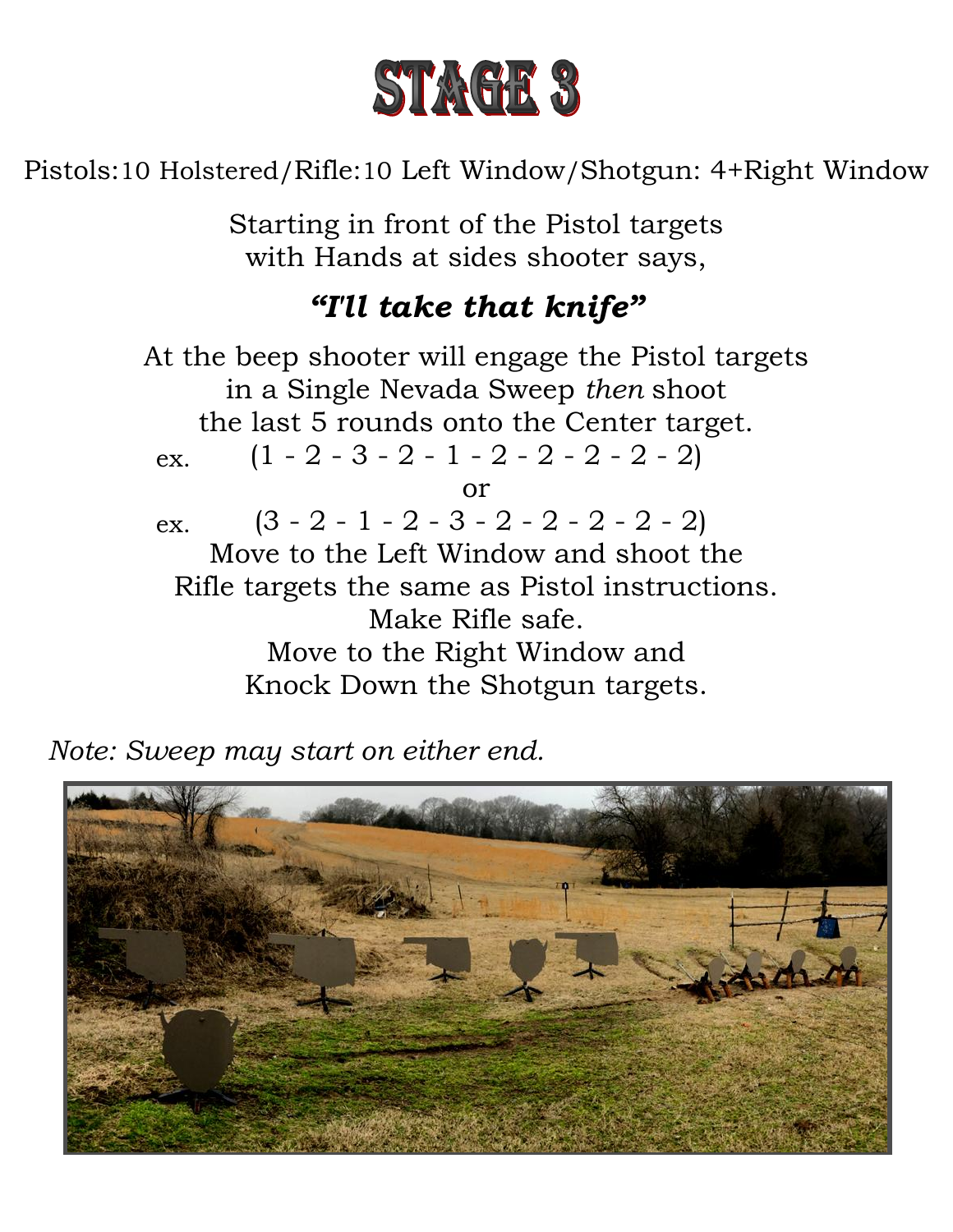# STAGE 3

Pistols:10 Holstered/Rifle:10 Left Window/Shotgun: 4+Right Window

Starting in front of the Pistol targets
with Hands at sides shooter says,

***"I'll take that knife"***

At the beep shooter will engage the Pistol targets
in a Single Nevada Sweep *then* shoot
the last 5 rounds onto the Center target.

ex. (1 - 2 - 3 - 2 - 1 - 2 - 2 - 2 - 2 - 2)

or

ex. (3 - 2 - 1 - 2 - 3 - 2 - 2 - 2 - 2 - 2)

Move to the Left Window and shoot the
Rifle targets the same as Pistol instructions.
Make Rifle safe.
Move to the Right Window and
Knock Down the Shotgun targets.

*Note: Sweep may start on either end.*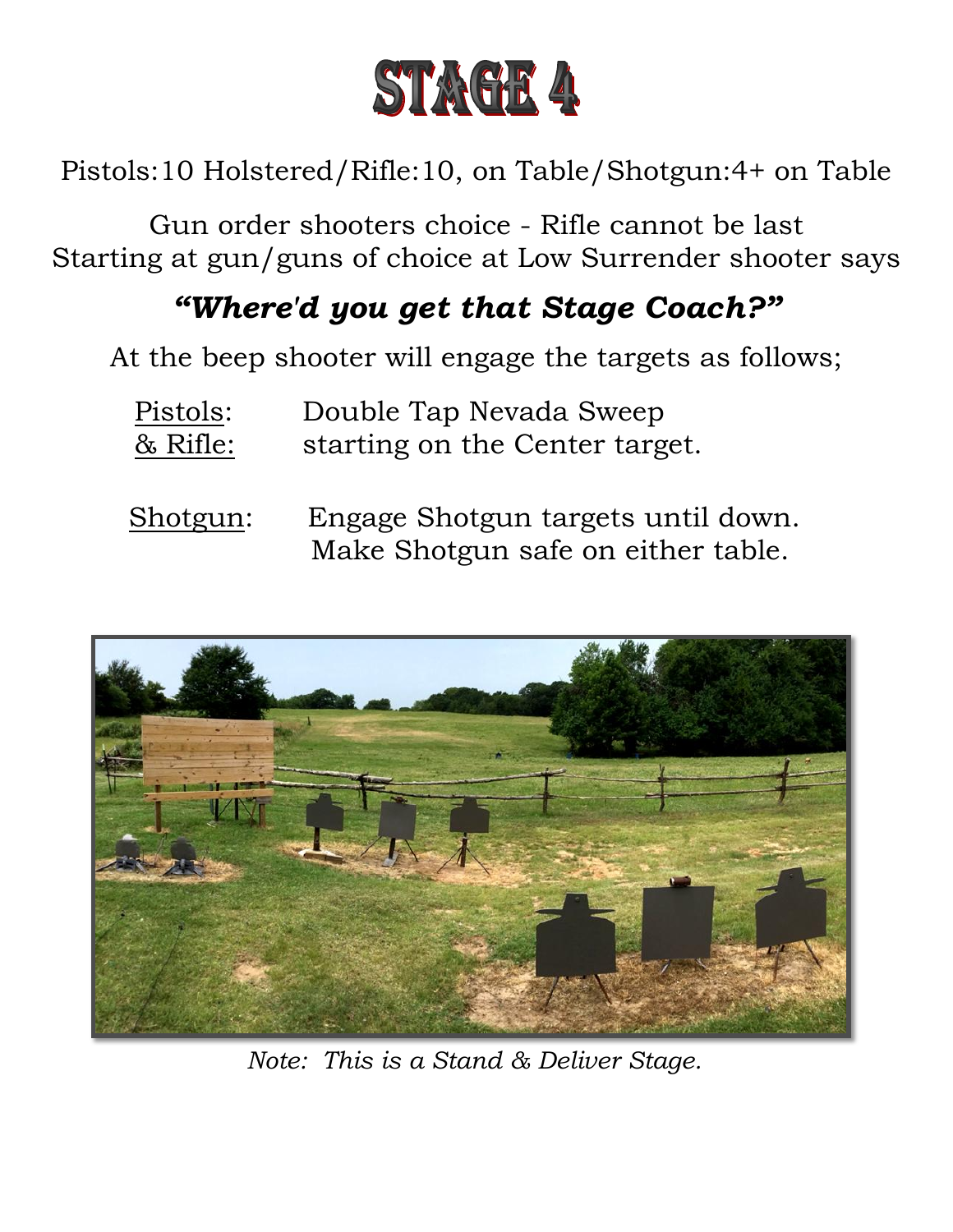# STAGE 4

Pistols:10 Holstered/Rifle:10, on Table/Shotgun:4+ on Table

Gun order shooters choice - Rifle cannot be last
Starting at gun/guns of choice at Low Surrender shooter says

***"Where'd you get that Stage Coach?"***

At the beep shooter will engage the targets as follows;

Pistols: Double Tap Nevada Sweep
& Rifle: starting on the Center target.

Shotgun: Engage Shotgun targets until down.
Make Shotgun safe on either table.

*Note: This is a Stand & Deliver Stage.*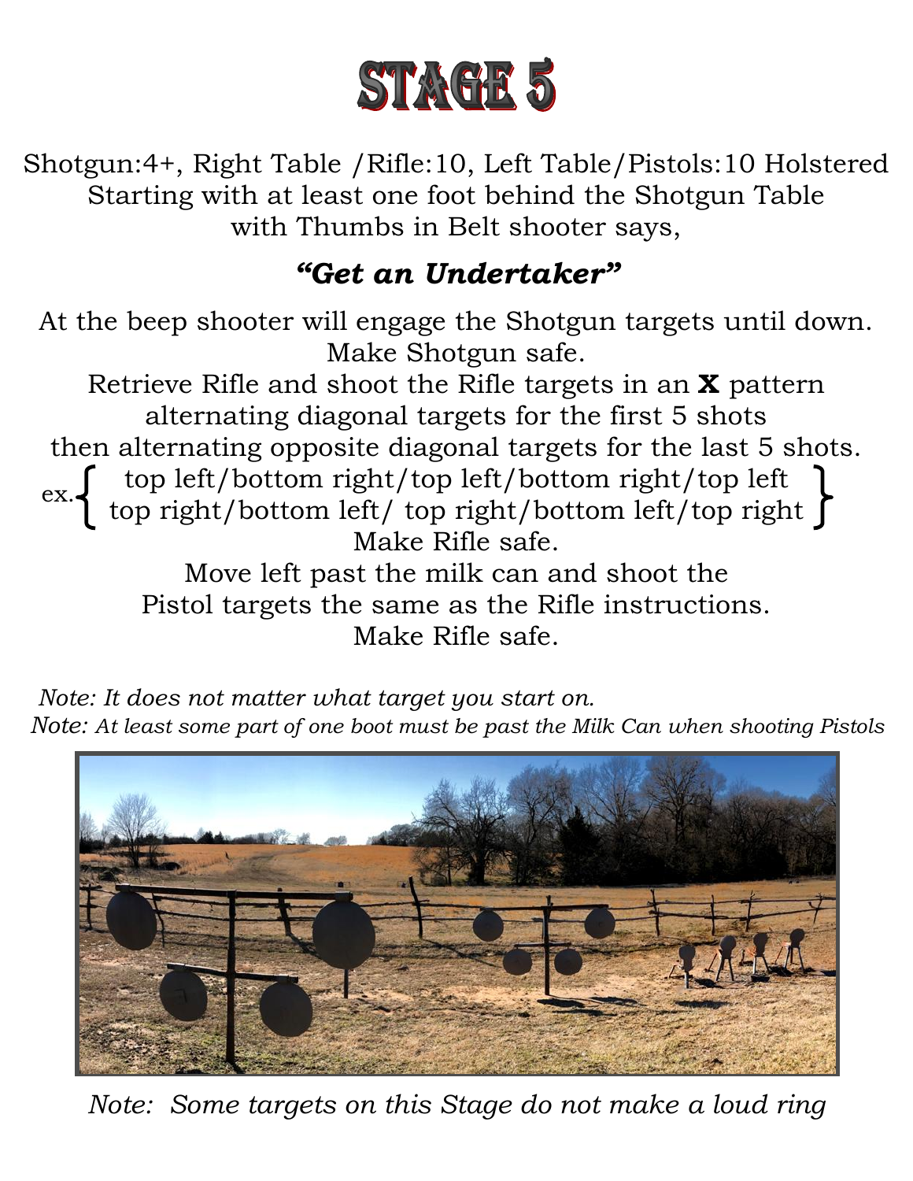# STAGE 5

Shotgun:4+, Right Table /Rifle:10, Left Table/Pistols:10 Holstered
Starting with at least one foot behind the Shotgun Table
with Thumbs in Belt shooter says,

***"Get an Undertaker"***

At the beep shooter will engage the Shotgun targets until down.
Make Shotgun safe.
Retrieve Rifle and shoot the Rifle targets in an **X** pattern
alternating diagonal targets for the first 5 shots
then alternating opposite diagonal targets for the last 5 shots.

ex. { top left/bottom right/top left/bottom right/top left
top right/bottom left/ top right/bottom left/top right }

Make Rifle safe.
Move left past the milk can and shoot the
Pistol targets the same as the Rifle instructions.
Make Rifle safe.

*Note: It does not matter what target you start on.*
*Note: At least some part of one boot must be past the Milk Can when shooting Pistols*

*Note: Some targets on this Stage do not make a loud ring*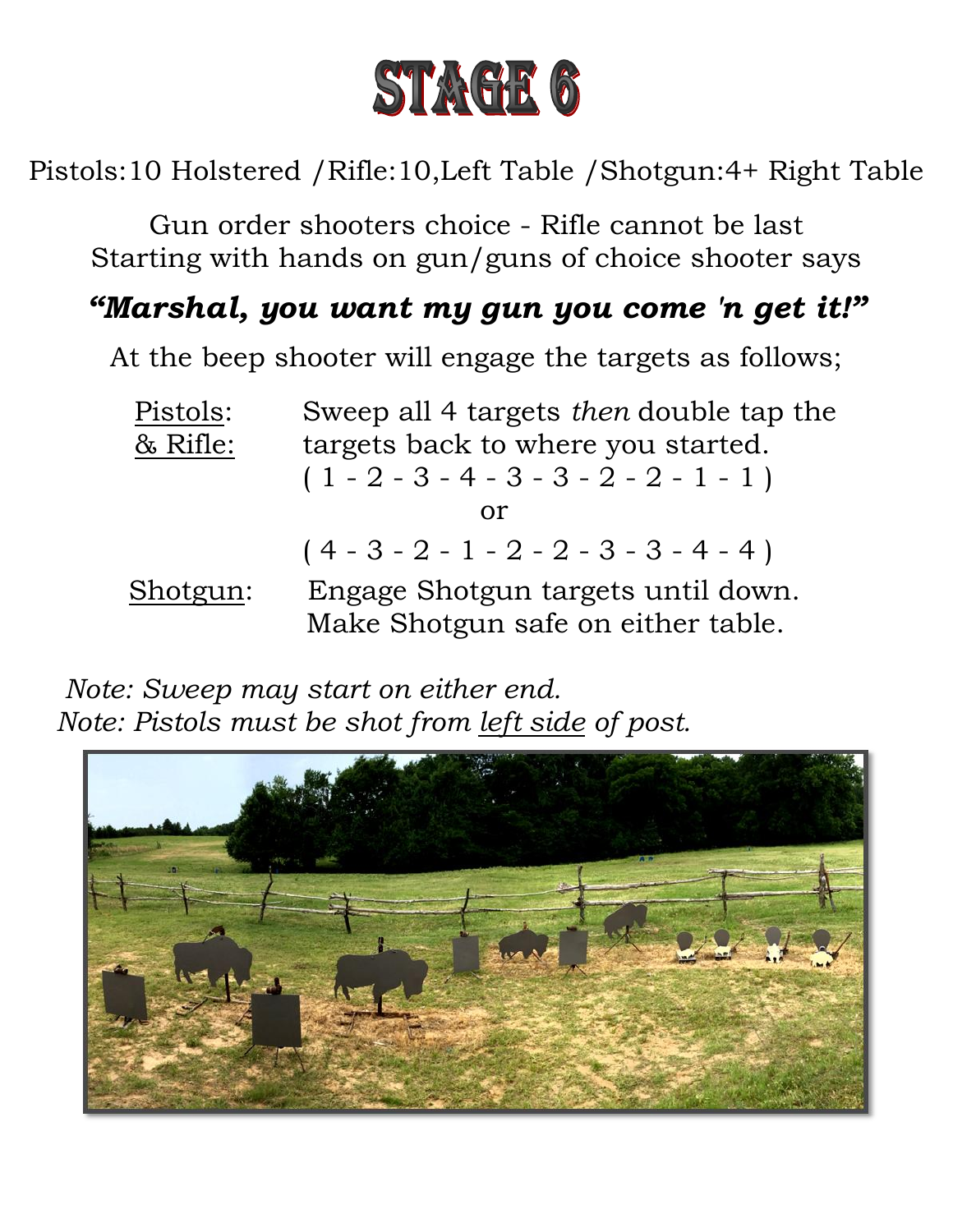# STAGE 6

Pistols:10 Holstered /Rifle:10,Left Table /Shotgun:4+ Right Table

Gun order shooters choice - Rifle cannot be last
Starting with hands on gun/guns of choice shooter says

***"Marshal, you want my gun you come 'n get it!"***

At the beep shooter will engage the targets as follows;

Pistols: & Rifle: Sweep all 4 targets *then* double tap the targets back to where you started.
( 1 - 2 - 3 - 4 - 3 - 3 - 2 - 2 - 1 - 1 )
or
( 4 - 3 - 2 - 1 - 2 - 2 - 3 - 3 - 4 - 4 )

Shotgun: Engage Shotgun targets until down.
Make Shotgun safe on either table.

*Note: Sweep may start on either end.*
*Note: Pistols must be shot from left side of post.*